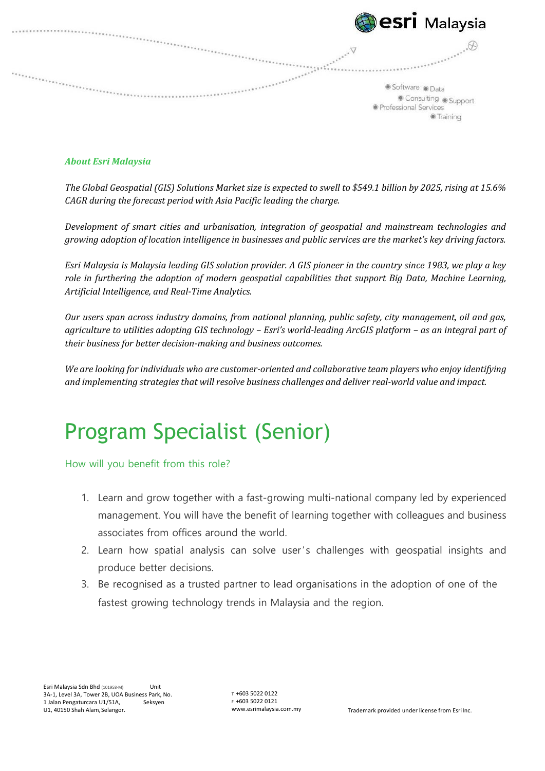*About Esri Malaysia*

*The Global Geospatial (GIS) Solutions Market size is expected to swell to $549.1 billion by 2025, rising at 15.6% CAGR during the forecast period with Asia Pacific leading the charge.*

*Development of smart cities and urbanisation, integration of geospatial and mainstream technologies and growing adoption of location intelligence in businesses and public services are the market's key driving factors.*

*Esri Malaysia is Malaysia leading GIS solution provider. A GIS pioneer in the country since 1983, we play a key role in furthering the adoption of modern geospatial capabilities that support Big Data, Machine Learning, Artificial Intelligence, and Real-Time Analytics.*

*Our users span across industry domains, from national planning, public safety, city management, oil and gas, agriculture to utilities adopting GIS technology – Esri's world-leading ArcGIS platform – as an integral part of their business for better decision-making and business outcomes.*

*We are looking for individuals who are customer-oriented and collaborative team players who enjoy identifying and implementing strategies that will resolve business challenges and deliver real-world value and impact.*

# Program Specialist (Senior)

## How will you benefit from this role?

1. Learn and grow together with a fast-growing multi-national company led by experienced management. You will have the benefit of learning together with colleagues and business associates from offices around the world.
2. Learn how spatial analysis can solve user's challenges with geospatial insights and produce better decisions.
3. Be recognised as a trusted partner to lead organisations in the adoption of one of the fastest growing technology trends in Malaysia and the region.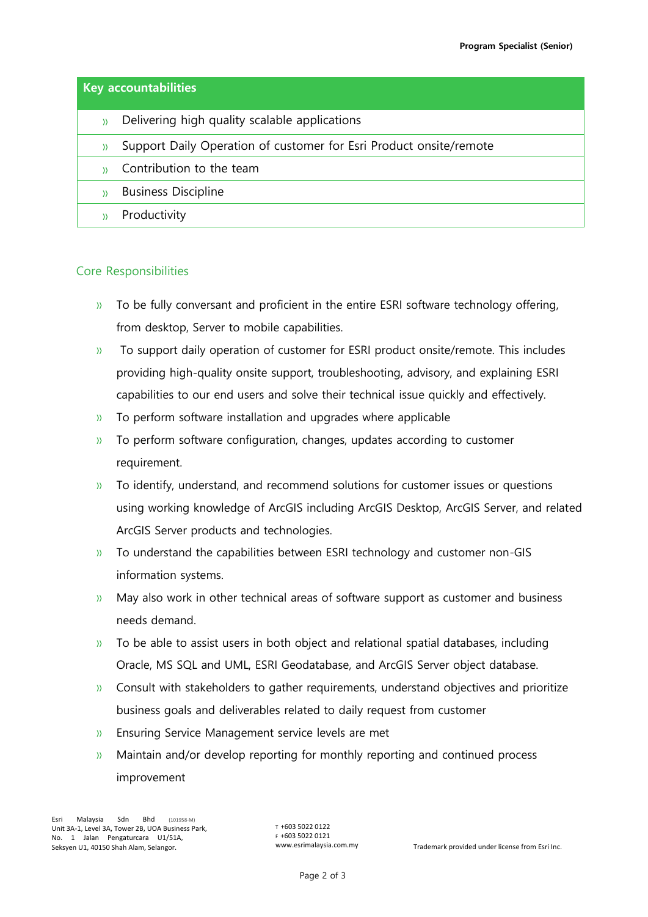| Key accountabilities |
|---|
| » Delivering high quality scalable applications |
| » Support Daily Operation of customer for Esri Product onsite/remote |
| » Contribution to the team |
| » Business Discipline |
| » Productivity |

## Core Responsibilities

- To be fully conversant and proficient in the entire ESRI software technology offering, from desktop, Server to mobile capabilities.
- To support daily operation of customer for ESRI product onsite/remote. This includes providing high-quality onsite support, troubleshooting, advisory, and explaining ESRI capabilities to our end users and solve their technical issue quickly and effectively.
- To perform software installation and upgrades where applicable
- To perform software configuration, changes, updates according to customer requirement.
- To identify, understand, and recommend solutions for customer issues or questions using working knowledge of ArcGIS including ArcGIS Desktop, ArcGIS Server, and related ArcGIS Server products and technologies.
- To understand the capabilities between ESRI technology and customer non-GIS information systems.
- May also work in other technical areas of software support as customer and business needs demand.
- To be able to assist users in both object and relational spatial databases, including Oracle, MS SQL and UML, ESRI Geodatabase, and ArcGIS Server object database.
- Consult with stakeholders to gather requirements, understand objectives and prioritize business goals and deliverables related to daily request from customer
- Ensuring Service Management service levels are met
- Maintain and/or develop reporting for monthly reporting and continued process improvement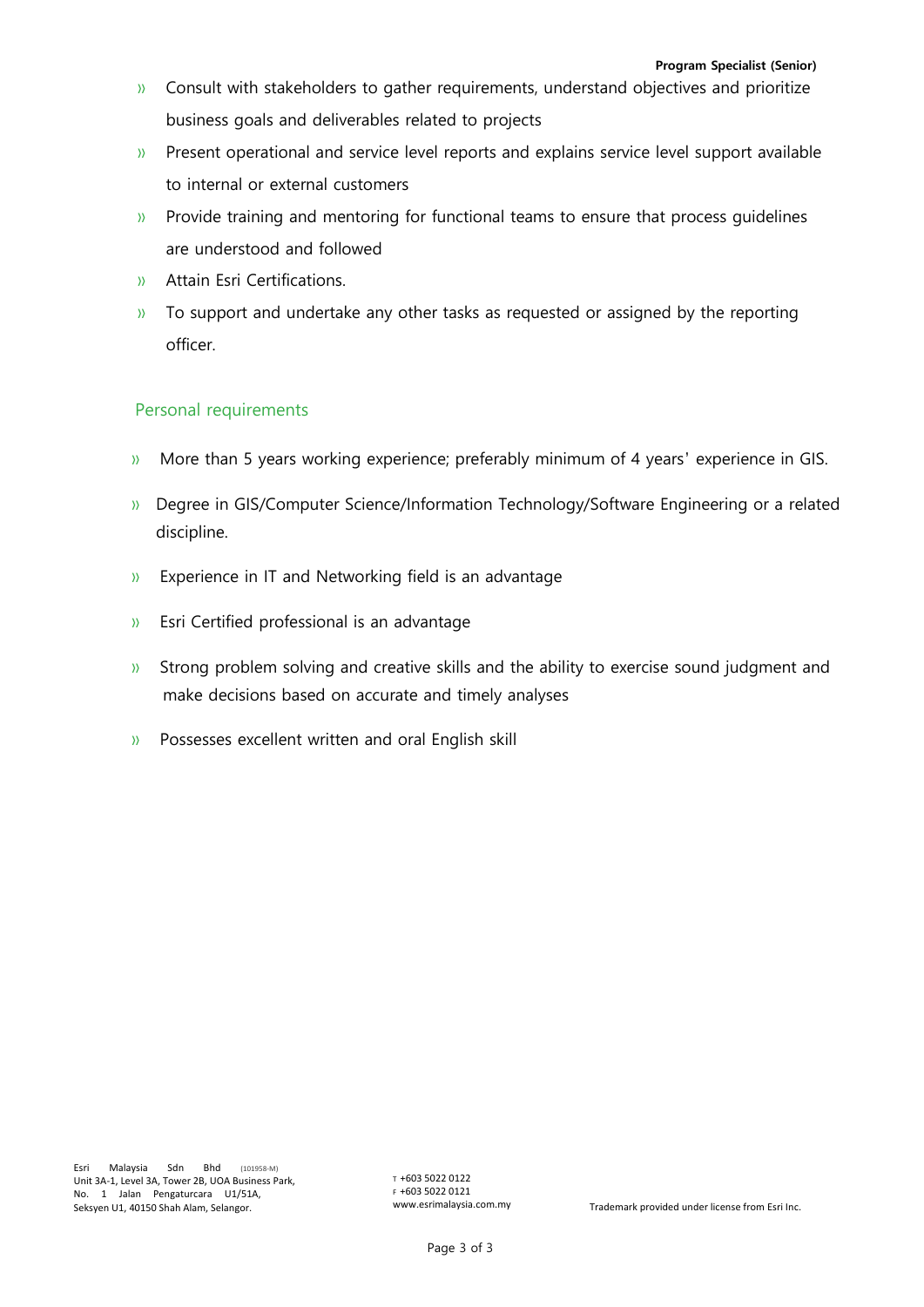- Consult with stakeholders to gather requirements, understand objectives and prioritize business goals and deliverables related to projects
- Present operational and service level reports and explains service level support available to internal or external customers
- Provide training and mentoring for functional teams to ensure that process guidelines are understood and followed
- Attain Esri Certifications.
- To support and undertake any other tasks as requested or assigned by the reporting officer.

## Personal requirements

- More than 5 years working experience; preferably minimum of 4 years' experience in GIS.
- Degree in GIS/Computer Science/Information Technology/Software Engineering or a related discipline.
- Experience in IT and Networking field is an advantage
- Esri Certified professional is an advantage
- Strong problem solving and creative skills and the ability to exercise sound judgment and make decisions based on accurate and timely analyses
- Possesses excellent written and oral English skill